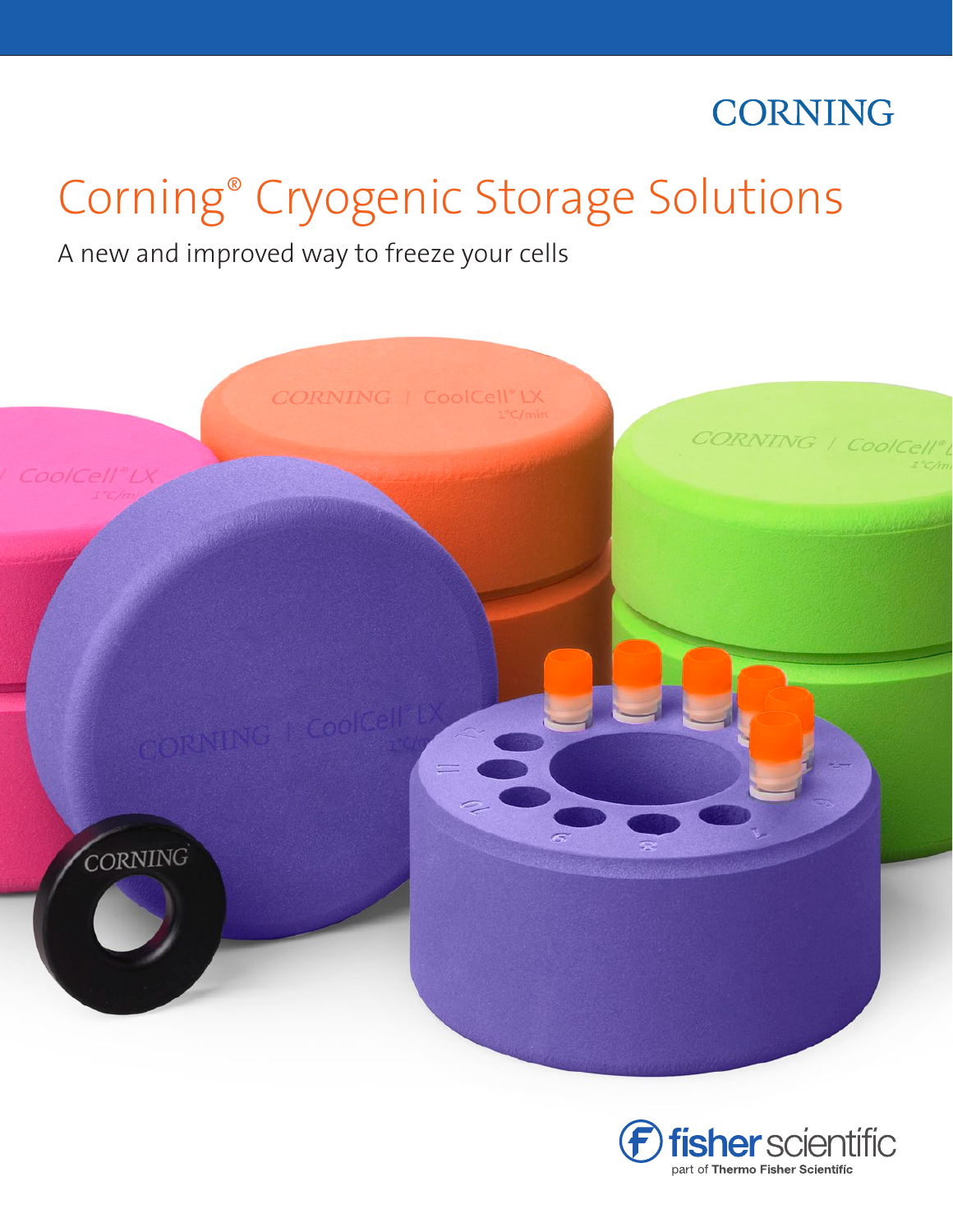CORNING

# Corning® Cryogenic Storage Solutions

A new and improved way to freeze your cells

fisher scientific
part of Thermo Fisher Scientific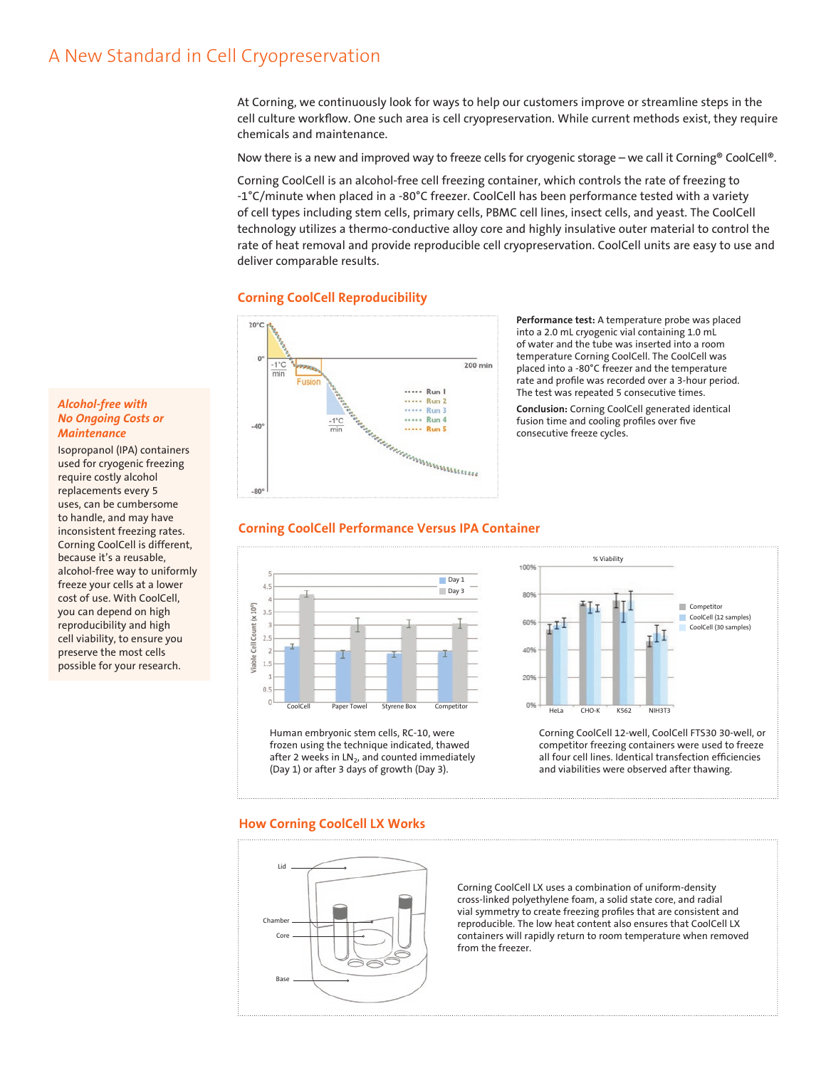# A New Standard in Cell Cryopreservation

At Corning, we continuously look for ways to help our customers improve or streamline steps in the cell culture workflow. One such area is cell cryopreservation. While current methods exist, they require chemicals and maintenance.

Now there is a new and improved way to freeze cells for cryogenic storage – we call it Corning® CoolCell®.

Corning CoolCell is an alcohol-free cell freezing container, which controls the rate of freezing to -1°C/minute when placed in a -80°C freezer. CoolCell has been performance tested with a variety of cell types including stem cells, primary cells, PBMC cell lines, insect cells, and yeast. The CoolCell technology utilizes a thermo-conductive alloy core and highly insulative outer material to control the rate of heat removal and provide reproducible cell cryopreservation. CoolCell units are easy to use and deliver comparable results.

### *Alcohol-free with No Ongoing Costs or Maintenance*

Isopropanol (IPA) containers used for cryogenic freezing require costly alcohol replacements every 5 uses, can be cumbersome to handle, and may have inconsistent freezing rates. Corning CoolCell is different, because it's a reusable, alcohol-free way to uniformly freeze your cells at a lower cost of use. With CoolCell, you can depend on high reproducibility and high cell viability, to ensure you preserve the most cells possible for your research.

## Corning CoolCell Reproducibility

**Performance test:** A temperature probe was placed into a 2.0 mL cryogenic vial containing 1.0 mL of water and the tube was inserted into a room temperature Corning CoolCell. The CoolCell was placed into a -80°C freezer and the temperature rate and profile was recorded over a 3-hour period. The test was repeated 5 consecutive times.

**Conclusion:** Corning CoolCell generated identical fusion time and cooling profiles over five consecutive freeze cycles.

## Corning CoolCell Performance Versus IPA Container

Human embryonic stem cells, RC-10, were frozen using the technique indicated, thawed after 2 weeks in $LN_2$, and counted immediately (Day 1) or after 3 days of growth (Day 3).

Corning CoolCell 12-well, CoolCell FTS30 30-well, or competitor freezing containers were used to freeze all four cell lines. Identical transfection efficiencies and viabilities were observed after thawing.

## How Corning CoolCell LX Works

Corning CoolCell LX uses a combination of uniform-density cross-linked polyethylene foam, a solid state core, and radial vial symmetry to create freezing profiles that are consistent and reproducible. The low heat content also ensures that CoolCell LX containers will rapidly return to room temperature when removed from the freezer.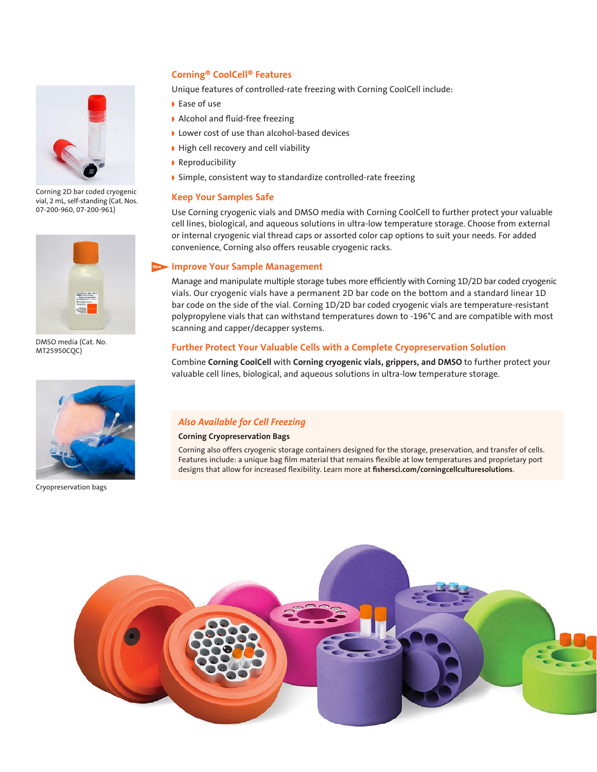Corning 2D bar coded cryogenic vial, 2 mL, self-standing (Cat. Nos. 07-200-960, 07-200-961)

DMSO media (Cat. No. MT25950CQC)

Cryopreservation bags

## Corning® CoolCell® Features

Unique features of controlled-rate freezing with Corning CoolCell include:

- Ease of use
- Alcohol and fluid-free freezing
- Lower cost of use than alcohol-based devices
- High cell recovery and cell viability
- Reproducibility
- Simple, consistent way to standardize controlled-rate freezing

## Keep Your Samples Safe

Use Corning cryogenic vials and DMSO media with Corning CoolCell to further protect your valuable cell lines, biological, and aqueous solutions in ultra-low temperature storage. Choose from external or internal cryogenic vial thread caps or assorted color cap options to suit your needs. For added convenience, Corning also offers reusable cryogenic racks.

## New Improve Your Sample Management

Manage and manipulate multiple storage tubes more efficiently with Corning 1D/2D bar coded cryogenic vials. Our cryogenic vials have a permanent 2D bar code on the bottom and a standard linear 1D bar code on the side of the vial. Corning 1D/2D bar coded cryogenic vials are temperature-resistant polypropylene vials that can withstand temperatures down to -196°C and are compatible with most scanning and capper/decapper systems.

## Further Protect Your Valuable Cells with a Complete Cryopreservation Solution

Combine **Corning CoolCell** with **Corning cryogenic vials, grippers, and DMSO** to further protect your valuable cell lines, biological, and aqueous solutions in ultra-low temperature storage.

### *Also Available for Cell Freezing*

**Corning Cryopreservation Bags**

Corning also offers cryogenic storage containers designed for the storage, preservation, and transfer of cells. Features include: a unique bag film material that remains flexible at low temperatures and proprietary port designs that allow for increased flexibility. Learn more at **fishersci.com/corningcellculturesolutions**.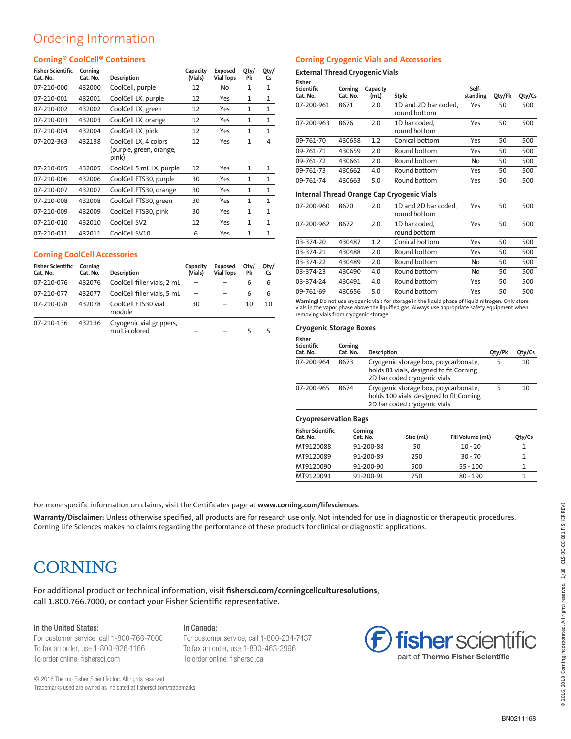# Ordering Information

## Corning® CoolCell® Containers

| Fisher Scientific Cat. No. | Corning Cat. No. | Description | Capacity (Vials) | Exposed Vial Tops | Qty/ Pk | Qty/ Cs |
|---|---|---|---|---|---|---|
| 07-210-000 | 432000 | CoolCell, purple | 12 | No | 1 | 1 |
| 07-210-001 | 432001 | CoolCell LX, purple | 12 | Yes | 1 | 1 |
| 07-210-002 | 432002 | CoolCell LX, green | 12 | Yes | 1 | 1 |
| 07-210-003 | 432003 | CoolCell LX, orange | 12 | Yes | 1 | 1 |
| 07-210-004 | 432004 | CoolCell LX, pink | 12 | Yes | 1 | 1 |
| 07-202-363 | 432138 | CoolCell LX, 4 colors (purple, green, orange, pink) | 12 | Yes | 1 | 4 |
| 07-210-005 | 432005 | CoolCell 5 mL LX, purple | 12 | Yes | 1 | 1 |
| 07-210-006 | 432006 | CoolCell FTS30, purple | 30 | Yes | 1 | 1 |
| 07-210-007 | 432007 | CoolCell FTS30, orange | 30 | Yes | 1 | 1 |
| 07-210-008 | 432008 | CoolCell FTS30, green | 30 | Yes | 1 | 1 |
| 07-210-009 | 432009 | CoolCell FTS30, pink | 30 | Yes | 1 | 1 |
| 07-210-010 | 432010 | CoolCell SV2 | 12 | Yes | 1 | 1 |
| 07-210-011 | 432011 | CoolCell SV10 | 6 | Yes | 1 | 1 |

## Corning CoolCell Accessories

| Fisher Scientific Cat. No. | Corning Cat. No. | Description | Capacity (Vials) | Exposed Vial Tops | Qty/ Pk | Qty/ Cs |
|---|---|---|---|---|---|---|
| 07-210-076 | 432076 | CoolCell filler vials, 2 mL | – | – | 6 | 6 |
| 07-210-077 | 432077 | CoolCell filler vials, 5 mL | – | – | 6 | 6 |
| 07-210-078 | 432078 | CoolCell FTS30 vial module | 30 | – | 10 | 10 |
| 07-210-136 | 432136 | Cryogenic vial grippers, multi-colored | – | – | 5 | 5 |

## Corning Cryogenic Vials and Accessories

### External Thread Cryogenic Vials

| Fisher Scientific Cat. No. | Corning Cat. No. | Capacity (mL) | Style | Self-standing | Qty/Pk | Qty/Cs |
|---|---|---|---|---|---|---|
| 07-200-961 | 8671 | 2.0 | 1D and 2D bar coded, round bottom | Yes | 50 | 500 |
| 07-200-963 | 8676 | 2.0 | 1D bar coded, round bottom | Yes | 50 | 500 |
| 09-761-70 | 430658 | 1.2 | Conical bottom | Yes | 50 | 500 |
| 09-761-71 | 430659 | 2.0 | Round bottom | Yes | 50 | 500 |
| 09-761-72 | 430661 | 2.0 | Round bottom | No | 50 | 500 |
| 09-761-73 | 430662 | 4.0 | Round bottom | Yes | 50 | 500 |
| 09-761-74 | 430663 | 5.0 | Round bottom | Yes | 50 | 500 |

### Internal Thread Orange Cap Cryogenic Vials

| Fisher Scientific Cat. No. | Corning Cat. No. | Capacity (mL) | Style | Self-standing | Qty/Pk | Qty/Cs |
|---|---|---|---|---|---|---|
| 07-200-960 | 8670 | 2.0 | 1D and 2D bar coded, round bottom | Yes | 50 | 500 |
| 07-200-962 | 8672 | 2.0 | 1D bar coded, round bottom | Yes | 50 | 500 |
| 03-374-20 | 430487 | 1.2 | Conical bottom | Yes | 50 | 500 |
| 03-374-21 | 430488 | 2.0 | Round bottom | Yes | 50 | 500 |
| 03-374-22 | 430489 | 2.0 | Round bottom | No | 50 | 500 |
| 03-374-23 | 430490 | 4.0 | Round bottom | No | 50 | 500 |
| 03-374-24 | 430491 | 4.0 | Round bottom | Yes | 50 | 500 |
| 09-761-69 | 430656 | 5.0 | Round bottom | Yes | 50 | 500 |

**Warning!** Do not use cryogenic vials for storage in the liquid phase of liquid nitrogen. Only store vials in the vapor phase above the liquified gas. Always use appropriate safety equipment when removing vials from cryogenic storage.

### Cryogenic Storage Boxes

| Fisher Scientific Cat. No. | Corning Cat. No. | Description | Qty/Pk | Qty/Cs |
|---|---|---|---|---|
| 07-200-964 | 8673 | Cryogenic storage box, polycarbonate, holds 81 vials, designed to fit Corning 2D bar coded cryogenic vials | 5 | 10 |
| 07-200-965 | 8674 | Cryogenic storage box, polycarbonate, holds 100 vials, designed to fit Corning 2D bar coded cryogenic vials | 5 | 10 |

### Cryopreservation Bags

| Fisher Scientific Cat. No. | Corning Cat. No. | Size (mL) | Fill Volume (mL) | Qty/Cs |
|---|---|---|---|---|
| MT9120088 | 91-200-88 | 50 | 10 - 20 | 1 |
| MT9120089 | 91-200-89 | 250 | 30 - 70 | 1 |
| MT9120090 | 91-200-90 | 500 | 55 - 100 | 1 |
| MT9120091 | 91-200-91 | 750 | 80 - 190 | 1 |

For more specific information on claims, visit the Certificates page at **www.corning.com/lifesciences**.

**Warranty/Disclaimer:** Unless otherwise specified, all products are for research use only. Not intended for use in diagnostic or therapeutic procedures. Corning Life Sciences makes no claims regarding the performance of these products for clinical or diagnostic applications.

CORNING

For additional product or technical information, visit **fishersci.com/corningcellculturesolutions**, call 1.800.766.7000, or contact your Fisher Scientific representative.

**In the United States:**
For customer service, call 1-800-766-7000
To fax an order, use 1-800-926-1166
To order online: fishersci.com

**In Canada:**
For customer service, call 1-800-234-7437
To fax an order, use 1-800-463-2996
To order online: fishersci.ca

fisher scientific
part of Thermo Fisher Scientific

© 2018 Thermo Fisher Scientific Inc. All rights reserved.
Trademarks used are owned as indicated at fishersci.com/trademarks.

© 2016, 2018 Corning Incorporated. All rights reserved. 1/18 CLS-BC-CC-081 FISHER REV3

BN0211168